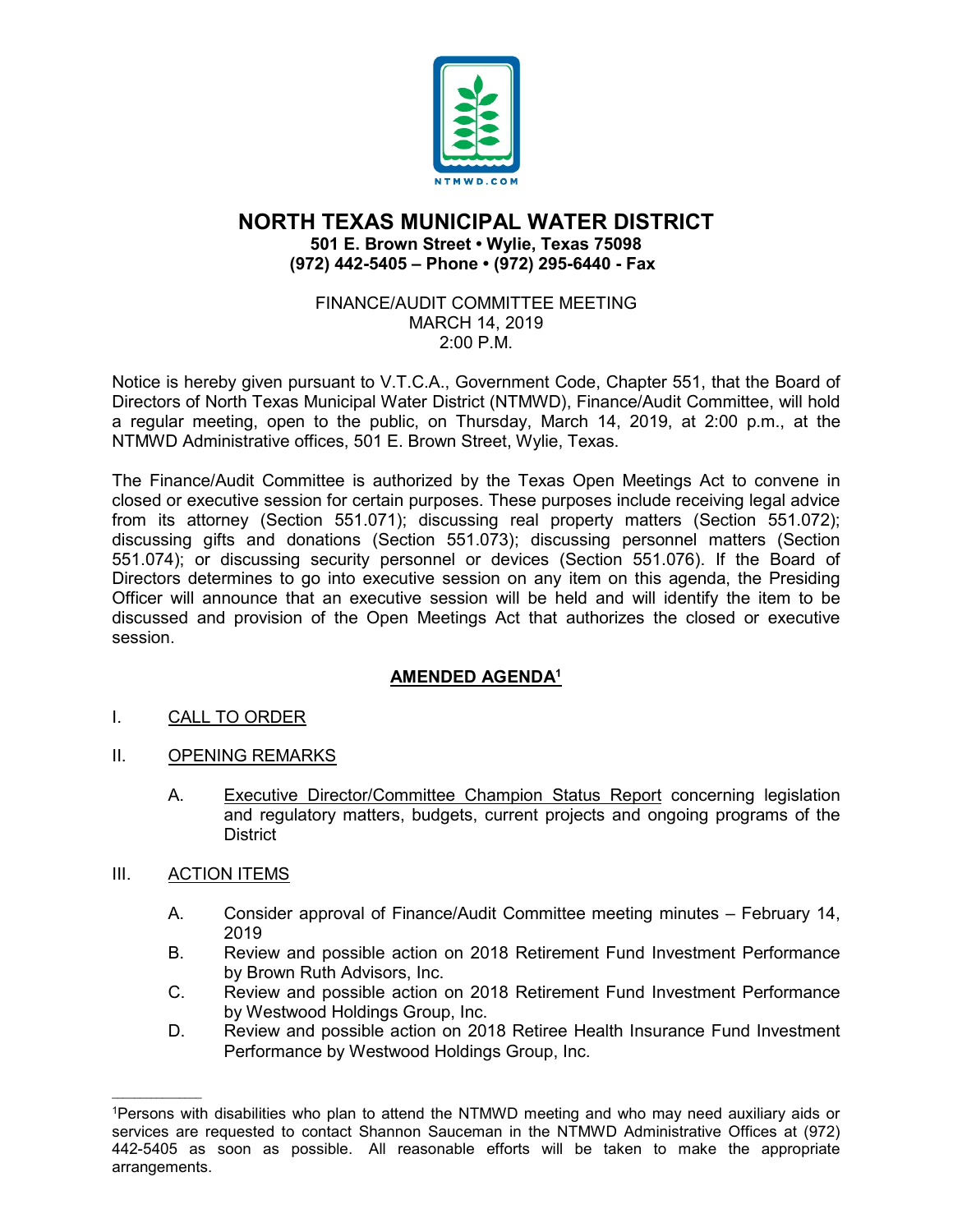NTMWD.COM

# NORTH TEXAS MUNICIPAL WATER DISTRICT

**501 E. Brown Street • Wylie, Texas 75098**
**(972) 442-5405 – Phone • (972) 295-6440 - Fax**

FINANCE/AUDIT COMMITTEE MEETING
MARCH 14, 2019
2:00 P.M.

Notice is hereby given pursuant to V.T.C.A., Government Code, Chapter 551, that the Board of Directors of North Texas Municipal Water District (NTMWD), Finance/Audit Committee, will hold a regular meeting, open to the public, on Thursday, March 14, 2019, at 2:00 p.m., at the NTMWD Administrative offices, 501 E. Brown Street, Wylie, Texas.

The Finance/Audit Committee is authorized by the Texas Open Meetings Act to convene in closed or executive session for certain purposes. These purposes include receiving legal advice from its attorney (Section 551.071); discussing real property matters (Section 551.072); discussing gifts and donations (Section 551.073); discussing personnel matters (Section 551.074); or discussing security personnel or devices (Section 551.076). If the Board of Directors determines to go into executive session on any item on this agenda, the Presiding Officer will announce that an executive session will be held and will identify the item to be discussed and provision of the Open Meetings Act that authorizes the closed or executive session.

## AMENDED AGENDA[1]

I. CALL TO ORDER

II. OPENING REMARKS

A. Executive Director/Committee Champion Status Report concerning legislation and regulatory matters, budgets, current projects and ongoing programs of the District

III. ACTION ITEMS

A. Consider approval of Finance/Audit Committee meeting minutes – February 14, 2019

B. Review and possible action on 2018 Retirement Fund Investment Performance by Brown Ruth Advisors, Inc.

C. Review and possible action on 2018 Retirement Fund Investment Performance by Westwood Holdings Group, Inc.

D. Review and possible action on 2018 Retiree Health Insurance Fund Investment Performance by Westwood Holdings Group, Inc.

---

[1]Persons with disabilities who plan to attend the NTMWD meeting and who may need auxiliary aids or services are requested to contact Shannon Sauceman in the NTMWD Administrative Offices at (972) 442-5405 as soon as possible. All reasonable efforts will be taken to make the appropriate arrangements.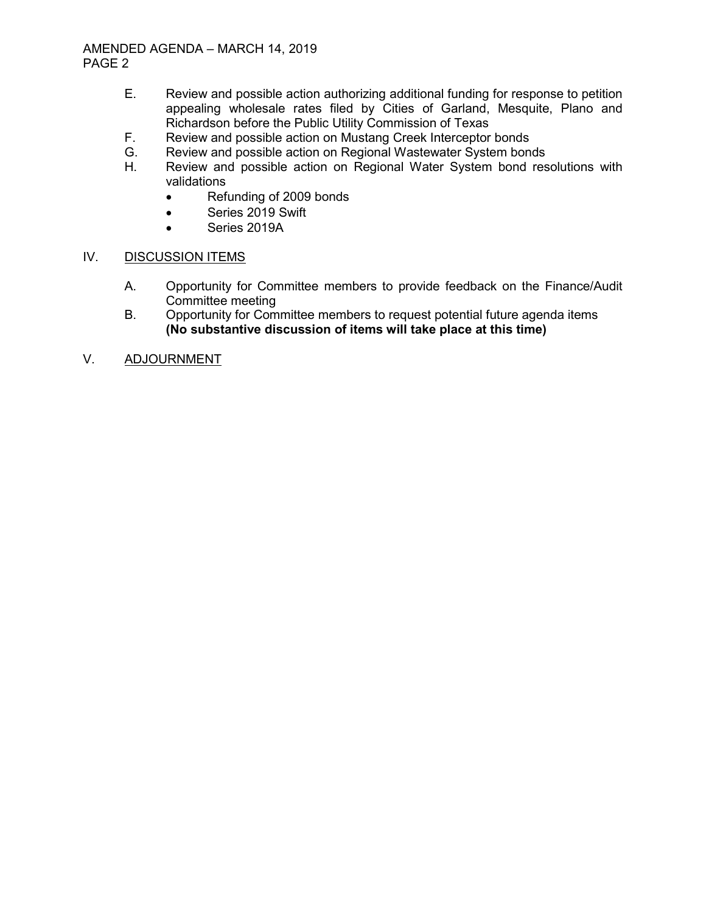E. Review and possible action authorizing additional funding for response to petition appealing wholesale rates filed by Cities of Garland, Mesquite, Plano and Richardson before the Public Utility Commission of Texas

F. Review and possible action on Mustang Creek Interceptor bonds

G. Review and possible action on Regional Wastewater System bonds

H. Review and possible action on Regional Water System bond resolutions with validations

- Refunding of 2009 bonds
- Series 2019 Swift
- Series 2019A

## IV. DISCUSSION ITEMS

A. Opportunity for Committee members to provide feedback on the Finance/Audit Committee meeting

B. Opportunity for Committee members to request potential future agenda items **(No substantive discussion of items will take place at this time)**

## V. ADJOURNMENT